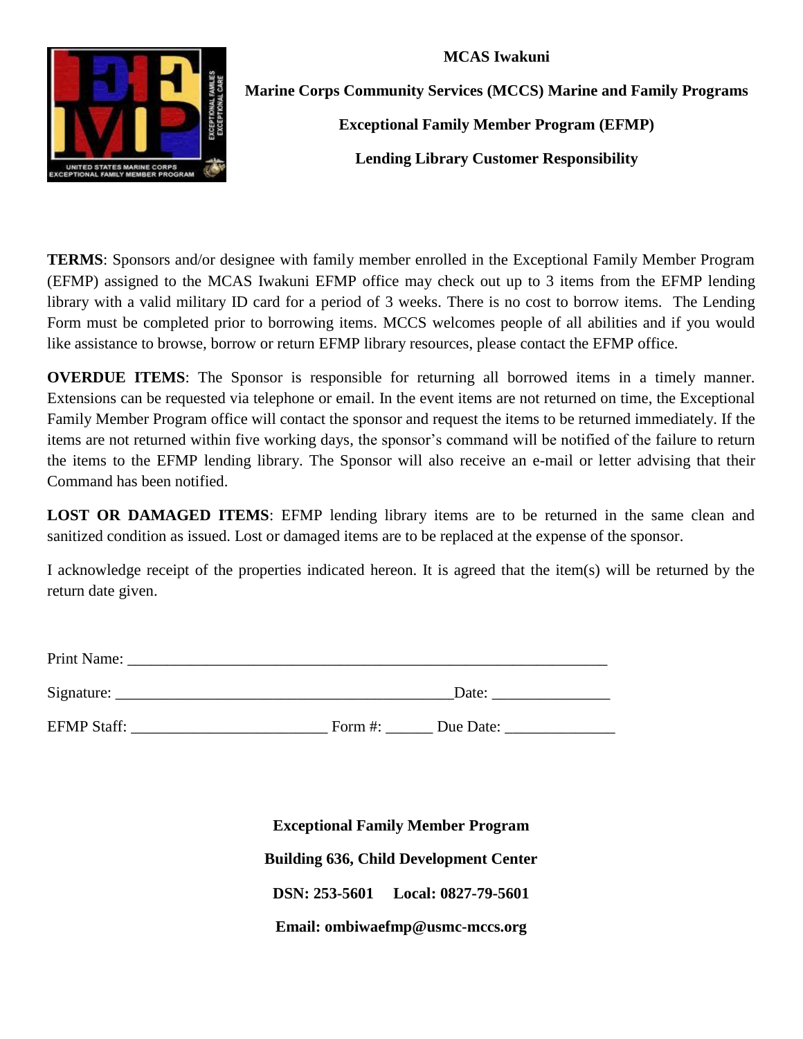**MCAS Iwakuni**

**Marine Corps Community Services (MCCS) Marine and Family Programs**

**Exceptional Family Member Program (EFMP)**

**Lending Library Customer Responsibility**

**TERMS**: Sponsors and/or designee with family member enrolled in the Exceptional Family Member Program (EFMP) assigned to the MCAS Iwakuni EFMP office may check out up to 3 items from the EFMP lending library with a valid military ID card for a period of 3 weeks. There is no cost to borrow items. The Lending Form must be completed prior to borrowing items. MCCS welcomes people of all abilities and if you would like assistance to browse, borrow or return EFMP library resources, please contact the EFMP office.

**OVERDUE ITEMS**: The Sponsor is responsible for returning all borrowed items in a timely manner. Extensions can be requested via telephone or email. In the event items are not returned on time, the Exceptional Family Member Program office will contact the sponsor and request the items to be returned immediately. If the items are not returned within five working days, the sponsor's command will be notified of the failure to return the items to the EFMP lending library. The Sponsor will also receive an e-mail or letter advising that their Command has been notified.

**LOST OR DAMAGED ITEMS**: EFMP lending library items are to be returned in the same clean and sanitized condition as issued. Lost or damaged items are to be replaced at the expense of the sponsor.

I acknowledge receipt of the properties indicated hereon. It is agreed that the item(s) will be returned by the return date given.

Print Name: ________________________________________________________________

Signature: _____________________________________________Date: _______________

EFMP Staff: _________________________ Form #: ______ Due Date: ______________

**Exceptional Family Member Program**

**Building 636, Child Development Center**

**DSN: 253-5601 Local: 0827-79-5601**

**Email: ombiwaefmp@usmc-mccs.org**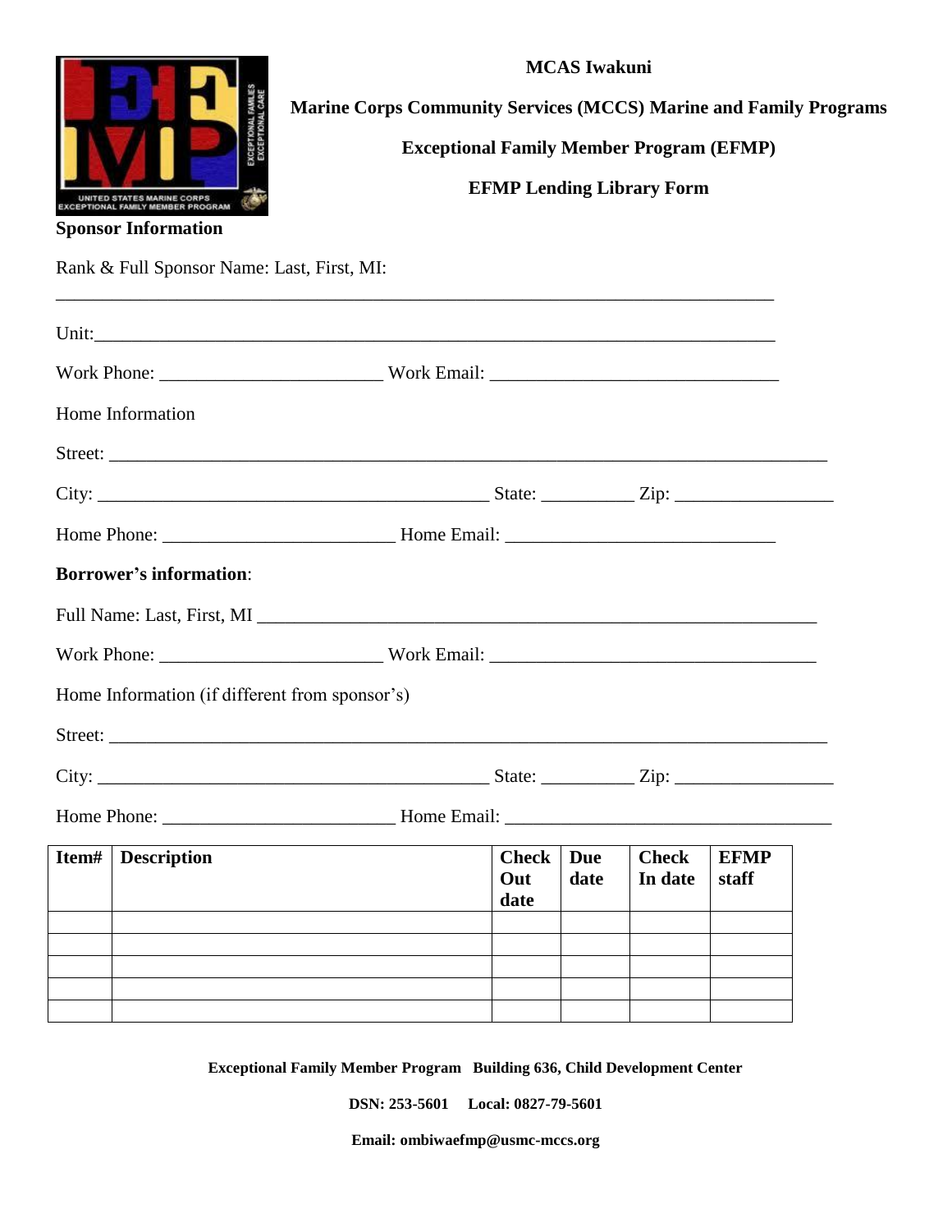**MCAS Iwakuni**

**Marine Corps Community Services (MCCS) Marine and Family Programs**

**Exceptional Family Member Program (EFMP)**

**EFMP Lending Library Form**

**Sponsor Information**

Rank & Full Sponsor Name: Last, First, MI:

_______________________________________________________________________________

Unit:___________________________________________________________________________

Work Phone: ________________________ Work Email: _______________________________

Home Information

Street: _________________________________________________________________________

City: __________________________________________ State: __________ Zip: ________________

Home Phone: _________________________ Home Email: _____________________________

**Borrower's information**:

Full Name: Last, First, MI _____________________________________________________________

Work Phone: ________________________ Work Email: ___________________________________

Home Information (if different from sponsor's)

Street: _________________________________________________________________________

City: __________________________________________ State: __________ Zip: ________________

Home Phone: _________________________ Home Email: ___________________________________

| **Item#** | **Description** | **Check Out date** | **Due date** | **Check In date** | **EFMP staff** |
|---|---|---|---|---|---|
| | | | | | |
| | | | | | |
| | | | | | |
| | | | | | |
| | | | | | |

**Exceptional Family Member Program   Building 636, Child Development Center**

**DSN: 253-5601     Local: 0827-79-5601**

**Email: ombiwaefmp@usmc-mccs.org**